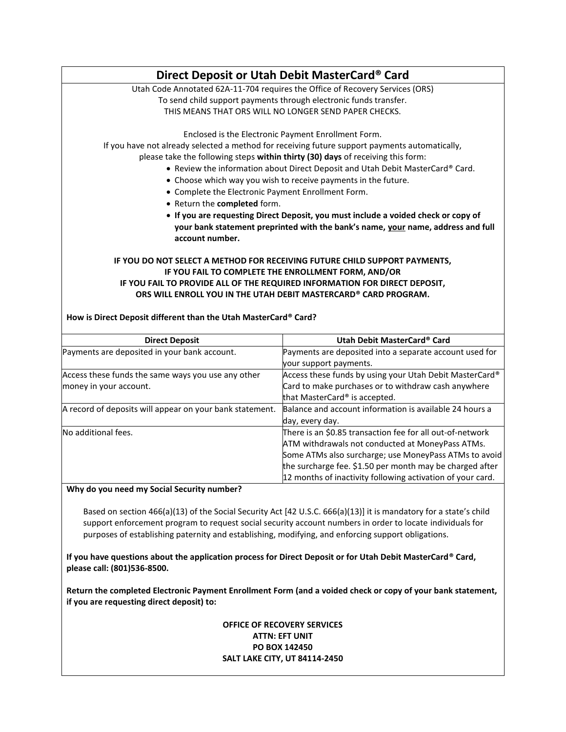# Direct Deposit or Utah Debit MasterCard® Card

Utah Code Annotated 62A-11-704 requires the Office of Recovery Services (ORS)
To send child support payments through electronic funds transfer.
THIS MEANS THAT ORS WILL NO LONGER SEND PAPER CHECKS.

Enclosed is the Electronic Payment Enrollment Form.
If you have not already selected a method for receiving future support payments automatically, please take the following steps **within thirty (30) days** of receiving this form:

- Review the information about Direct Deposit and Utah Debit MasterCard® Card.
- Choose which way you wish to receive payments in the future.
- Complete the Electronic Payment Enrollment Form.
- Return the **completed** form.
- **If you are requesting Direct Deposit, you must include a voided check or copy of your bank statement preprinted with the bank's name, <u>your</u> name, address and full account number.**

**IF YOU DO NOT SELECT A METHOD FOR RECEIVING FUTURE CHILD SUPPORT PAYMENTS, IF YOU FAIL TO COMPLETE THE ENROLLMENT FORM, AND/OR IF YOU FAIL TO PROVIDE ALL OF THE REQUIRED INFORMATION FOR DIRECT DEPOSIT, ORS WILL ENROLL YOU IN THE UTAH DEBIT MASTERCARD® CARD PROGRAM.**

**How is Direct Deposit different than the Utah MasterCard® Card?**

| Direct Deposit | Utah Debit MasterCard® Card |
|---|---|
| Payments are deposited in your bank account. | Payments are deposited into a separate account used for your support payments. |
| Access these funds the same ways you use any other money in your account. | Access these funds by using your Utah Debit MasterCard® Card to make purchases or to withdraw cash anywhere that MasterCard® is accepted. |
| A record of deposits will appear on your bank statement. | Balance and account information is available 24 hours a day, every day. |
| No additional fees. | There is an $0.85 transaction fee for all out-of-network ATM withdrawals not conducted at MoneyPass ATMs. Some ATMs also surcharge; use MoneyPass ATMs to avoid the surcharge fee. $1.50 per month may be charged after 12 months of inactivity following activation of your card. |

**Why do you need my Social Security number?**

Based on section 466(a)(13) of the Social Security Act [42 U.S.C. 666(a)(13)] it is mandatory for a state's child support enforcement program to request social security account numbers in order to locate individuals for purposes of establishing paternity and establishing, modifying, and enforcing support obligations.

**If you have questions about the application process for Direct Deposit or for Utah Debit MasterCard® Card, please call: (801)536-8500.**

**Return the completed Electronic Payment Enrollment Form (and a voided check or copy of your bank statement, if you are requesting direct deposit) to:**

**OFFICE OF RECOVERY SERVICES**
**ATTN: EFT UNIT**
**PO BOX 142450**
**SALT LAKE CITY, UT 84114-2450**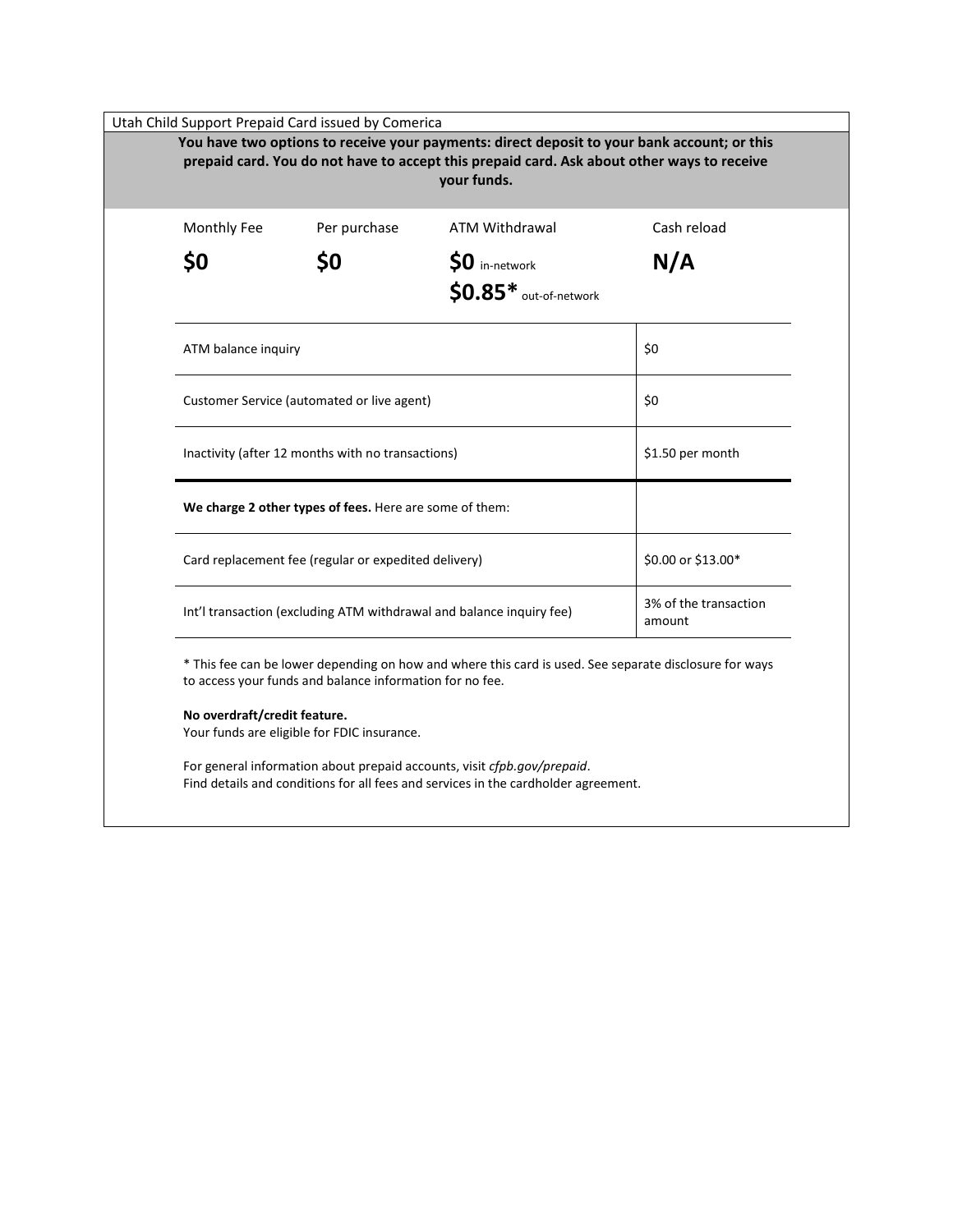Utah Child Support Prepaid Card issued by Comerica

**You have two options to receive your payments: direct deposit to your bank account; or this prepaid card. You do not have to accept this prepaid card. Ask about other ways to receive your funds.**

| Monthly Fee | Per purchase | ATM Withdrawal | Cash reload |
|---|---|---|---|
| **$0** | **$0** | **$0** in-network<br>**$0.85*** out-of-network | **N/A** |

| | |
|---|---|
| ATM balance inquiry | $0 |
| Customer Service (automated or live agent) | $0 |
| Inactivity (after 12 months with no transactions) | $1.50 per month |
| **We charge 2 other types of fees.** Here are some of them: | |
| Card replacement fee (regular or expedited delivery) | $0.00 or $13.00* |
| Int'l transaction (excluding ATM withdrawal and balance inquiry fee) | 3% of the transaction amount |

* This fee can be lower depending on how and where this card is used. See separate disclosure for ways to access your funds and balance information for no fee.

**No overdraft/credit feature.**
Your funds are eligible for FDIC insurance.

For general information about prepaid accounts, visit *cfpb.gov/prepaid*.
Find details and conditions for all fees and services in the cardholder agreement.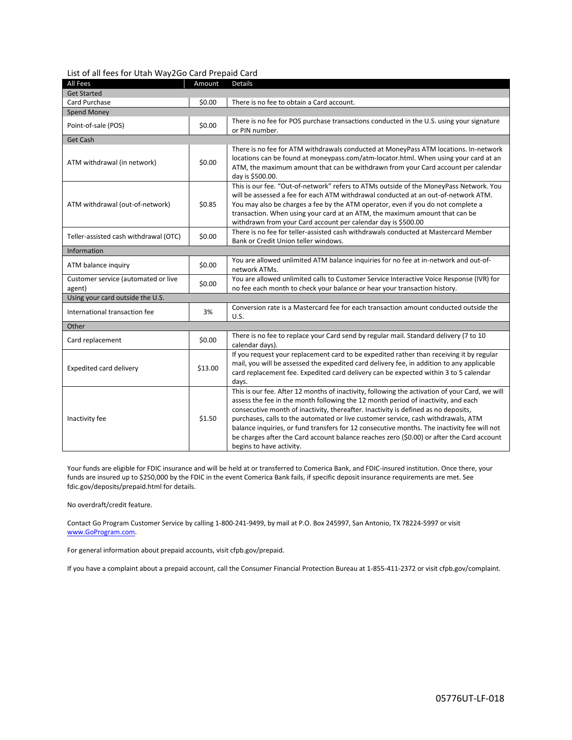List of all fees for Utah Way2Go Card Prepaid Card

| All Fees | Amount | Details |
|---|---|---|
| **Get Started** | | |
| Card Purchase | $0.00 | There is no fee to obtain a Card account. |
| **Spend Money** | | |
| Point-of-sale (POS) | $0.00 | There is no fee for POS purchase transactions conducted in the U.S. using your signature or PIN number. |
| **Get Cash** | | |
| ATM withdrawal (in network) | $0.00 | There is no fee for ATM withdrawals conducted at MoneyPass ATM locations. In-network locations can be found at moneypass.com/atm-locator.html. When using your card at an ATM, the maximum amount that can be withdrawn from your Card account per calendar day is $500.00. |
| ATM withdrawal (out-of-network) | $0.85 | This is our fee. "Out-of-network" refers to ATMs outside of the MoneyPass Network. You will be assessed a fee for each ATM withdrawal conducted at an out-of-network ATM. You may also be charges a fee by the ATM operator, even if you do not complete a transaction. When using your card at an ATM, the maximum amount that can be withdrawn from your Card account per calendar day is $500.00 |
| Teller-assisted cash withdrawal (OTC) | $0.00 | There is no fee for teller-assisted cash withdrawals conducted at Mastercard Member Bank or Credit Union teller windows. |
| **Information** | | |
| ATM balance inquiry | $0.00 | You are allowed unlimited ATM balance inquiries for no fee at in-network and out-of-network ATMs. |
| Customer service (automated or live agent) | $0.00 | You are allowed unlimited calls to Customer Service Interactive Voice Response (IVR) for no fee each month to check your balance or hear your transaction history. |
| **Using your card outside the U.S.** | | |
| International transaction fee | 3% | Conversion rate is a Mastercard fee for each transaction amount conducted outside the U.S. |
| **Other** | | |
| Card replacement | $0.00 | There is no fee to replace your Card send by regular mail. Standard delivery (7 to 10 calendar days). |
| Expedited card delivery | $13.00 | If you request your replacement card to be expedited rather than receiving it by regular mail, you will be assessed the expedited card delivery fee, in addition to any applicable card replacement fee. Expedited card delivery can be expected within 3 to 5 calendar days. |
| Inactivity fee | $1.50 | This is our fee. After 12 months of inactivity, following the activation of your Card, we will assess the fee in the month following the 12 month period of inactivity, and each consecutive month of inactivity, thereafter. Inactivity is defined as no deposits, purchases, calls to the automated or live customer service, cash withdrawals, ATM balance inquiries, or fund transfers for 12 consecutive months. The inactivity fee will not be charges after the Card account balance reaches zero ($0.00) or after the Card account begins to have activity. |

Your funds are eligible for FDIC insurance and will be held at or transferred to Comerica Bank, and FDIC-insured institution. Once there, your funds are insured up to $250,000 by the FDIC in the event Comerica Bank fails, if specific deposit insurance requirements are met. See fdic.gov/deposits/prepaid.html for details.

No overdraft/credit feature.

Contact Go Program Customer Service by calling 1-800-241-9499, by mail at P.O. Box 245997, San Antonio, TX 78224-5997 or visit [www.GoProgram.com](www.GoProgram.com).

For general information about prepaid accounts, visit cfpb.gov/prepaid.

If you have a complaint about a prepaid account, call the Consumer Financial Protection Bureau at 1-855-411-2372 or visit cfpb.gov/complaint.

05776UT-LF-018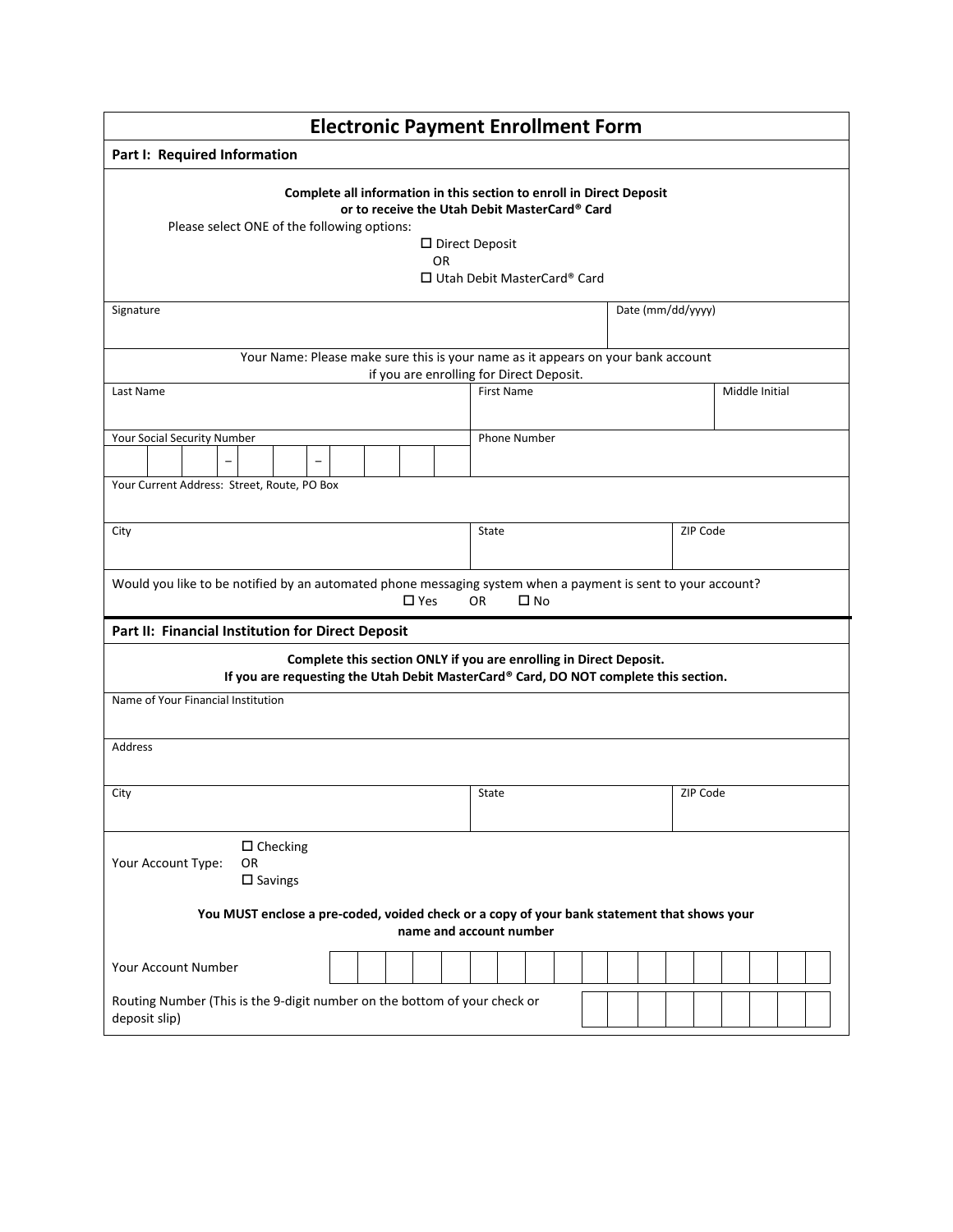# Electronic Payment Enrollment Form

## Part I: Required Information

**Complete all information in this section to enroll in Direct Deposit or to receive the Utah Debit MasterCard® Card**

Please select ONE of the following options:

☐ Direct Deposit
OR
☐ Utah Debit MasterCard® Card

| Signature | Date (mm/dd/yyyy) |
|---|---|
| | |

Your Name: Please make sure this is your name as it appears on your bank account if you are enrolling for Direct Deposit.

| Last Name | First Name | Middle Initial |
|---|---|---|
| | | |

| Your Social Security Number | Phone Number |
|---|---|
| ___ ___ ___ – ___ ___ – ___ ___ ___ ___ | |

Your Current Address: Street, Route, PO Box

| City | State | ZIP Code |
|---|---|---|
| | | |

Would you like to be notified by an automated phone messaging system when a payment is sent to your account?

☐ Yes OR ☐ No

## Part II: Financial Institution for Direct Deposit

**Complete this section ONLY if you are enrolling in Direct Deposit.**
**If you are requesting the Utah Debit MasterCard® Card, DO NOT complete this section.**

Name of Your Financial Institution

Address

| City | State | ZIP Code |
|---|---|---|
| | | |

Your Account Type: ☐ Checking OR ☐ Savings

**You MUST enclose a pre-coded, voided check or a copy of your bank statement that shows your name and account number**

Your Account Number

Routing Number (This is the 9-digit number on the bottom of your check or deposit slip)